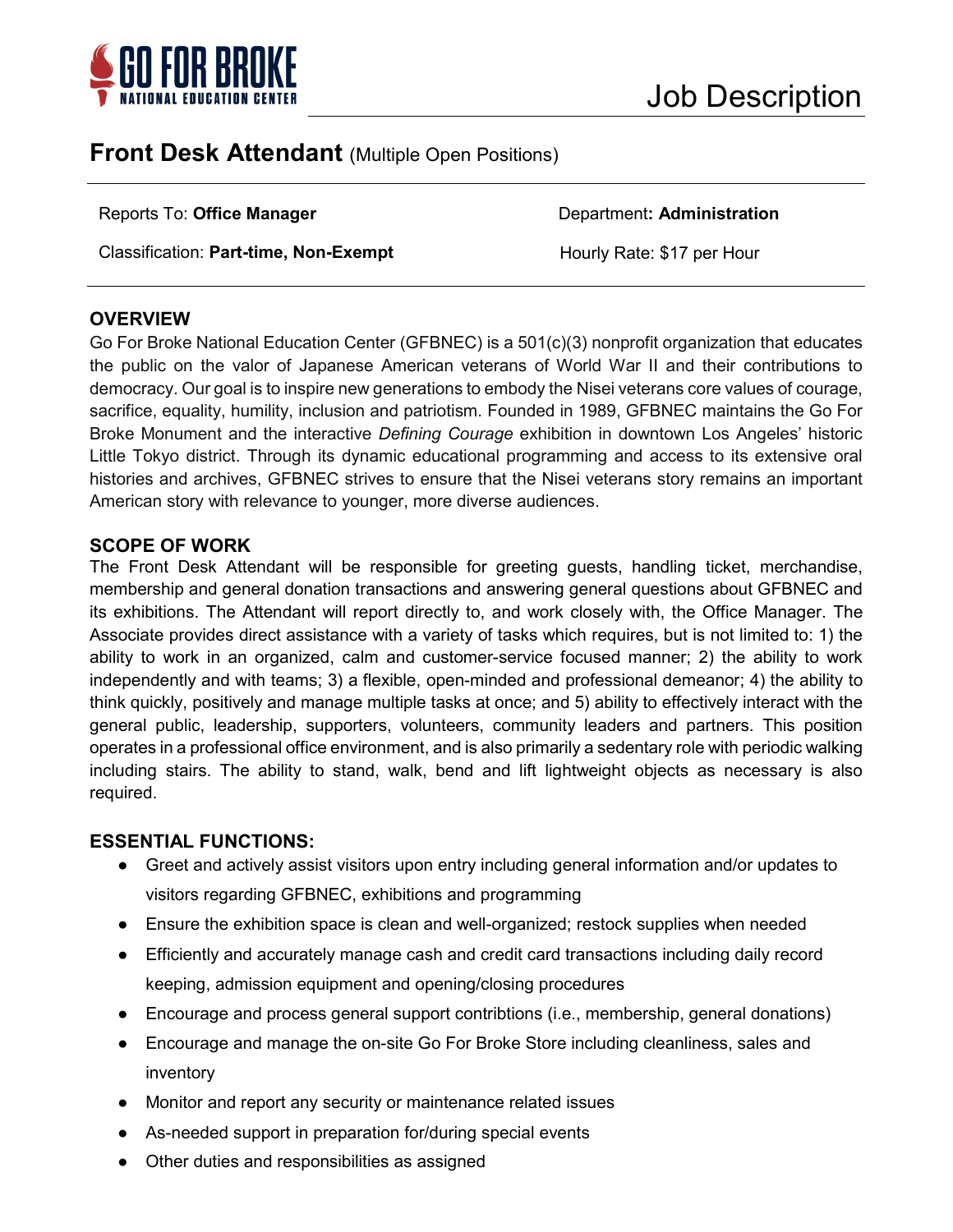GO FOR BROKE
NATIONAL EDUCATION CENTER

# Job Description

## Front Desk Attendant (Multiple Open Positions)

| Reports To: **Office Manager** | Department**: Administration** |
|---|---|
| Classification: **Part-time, Non-Exempt** | Hourly Rate: $17 per Hour |

### OVERVIEW

Go For Broke National Education Center (GFBNEC) is a 501(c)(3) nonprofit organization that educates the public on the valor of Japanese American veterans of World War II and their contributions to democracy. Our goal is to inspire new generations to embody the Nisei veterans core values of courage, sacrifice, equality, humility, inclusion and patriotism. Founded in 1989, GFBNEC maintains the Go For Broke Monument and the interactive *Defining Courage* exhibition in downtown Los Angeles' historic Little Tokyo district. Through its dynamic educational programming and access to its extensive oral histories and archives, GFBNEC strives to ensure that the Nisei veterans story remains an important American story with relevance to younger, more diverse audiences.

### SCOPE OF WORK

The Front Desk Attendant will be responsible for greeting guests, handling ticket, merchandise, membership and general donation transactions and answering general questions about GFBNEC and its exhibitions. The Attendant will report directly to, and work closely with, the Office Manager. The Associate provides direct assistance with a variety of tasks which requires, but is not limited to: 1) the ability to work in an organized, calm and customer-service focused manner; 2) the ability to work independently and with teams; 3) a flexible, open-minded and professional demeanor; 4) the ability to think quickly, positively and manage multiple tasks at once; and 5) ability to effectively interact with the general public, leadership, supporters, volunteers, community leaders and partners. This position operates in a professional office environment, and is also primarily a sedentary role with periodic walking including stairs. The ability to stand, walk, bend and lift lightweight objects as necessary is also required.

### ESSENTIAL FUNCTIONS:

- Greet and actively assist visitors upon entry including general information and/or updates to visitors regarding GFBNEC, exhibitions and programming
- Ensure the exhibition space is clean and well-organized; restock supplies when needed
- Efficiently and accurately manage cash and credit card transactions including daily record keeping, admission equipment and opening/closing procedures
- Encourage and process general support contribtions (i.e., membership, general donations)
- Encourage and manage the on-site Go For Broke Store including cleanliness, sales and inventory
- Monitor and report any security or maintenance related issues
- As-needed support in preparation for/during special events
- Other duties and responsibilities as assigned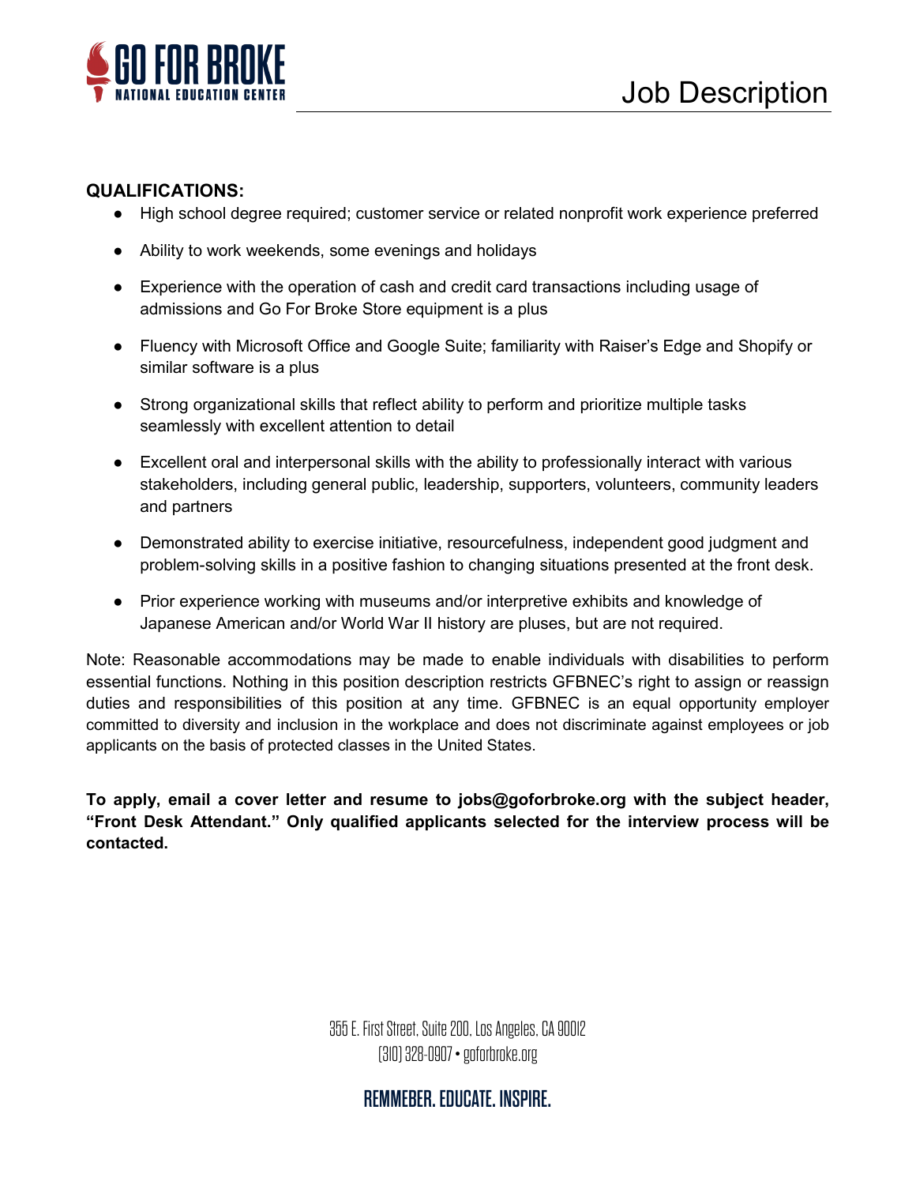**QUALIFICATIONS:**

- High school degree required; customer service or related nonprofit work experience preferred
- Ability to work weekends, some evenings and holidays
- Experience with the operation of cash and credit card transactions including usage of admissions and Go For Broke Store equipment is a plus
- Fluency with Microsoft Office and Google Suite; familiarity with Raiser's Edge and Shopify or similar software is a plus
- Strong organizational skills that reflect ability to perform and prioritize multiple tasks seamlessly with excellent attention to detail
- Excellent oral and interpersonal skills with the ability to professionally interact with various stakeholders, including general public, leadership, supporters, volunteers, community leaders and partners
- Demonstrated ability to exercise initiative, resourcefulness, independent good judgment and problem-solving skills in a positive fashion to changing situations presented at the front desk.
- Prior experience working with museums and/or interpretive exhibits and knowledge of Japanese American and/or World War II history are pluses, but are not required.

Note: Reasonable accommodations may be made to enable individuals with disabilities to perform essential functions. Nothing in this position description restricts GFBNEC's right to assign or reassign duties and responsibilities of this position at any time. GFBNEC is an equal opportunity employer committed to diversity and inclusion in the workplace and does not discriminate against employees or job applicants on the basis of protected classes in the United States.

**To apply, email a cover letter and resume to jobs@goforbroke.org with the subject header, "Front Desk Attendant." Only qualified applicants selected for the interview process will be contacted.**

355 E. First Street, Suite 200, Los Angeles, CA 90012
(310) 328-0907 • goforbroke.org

**REMMEBER. EDUCATE. INSPIRE.**